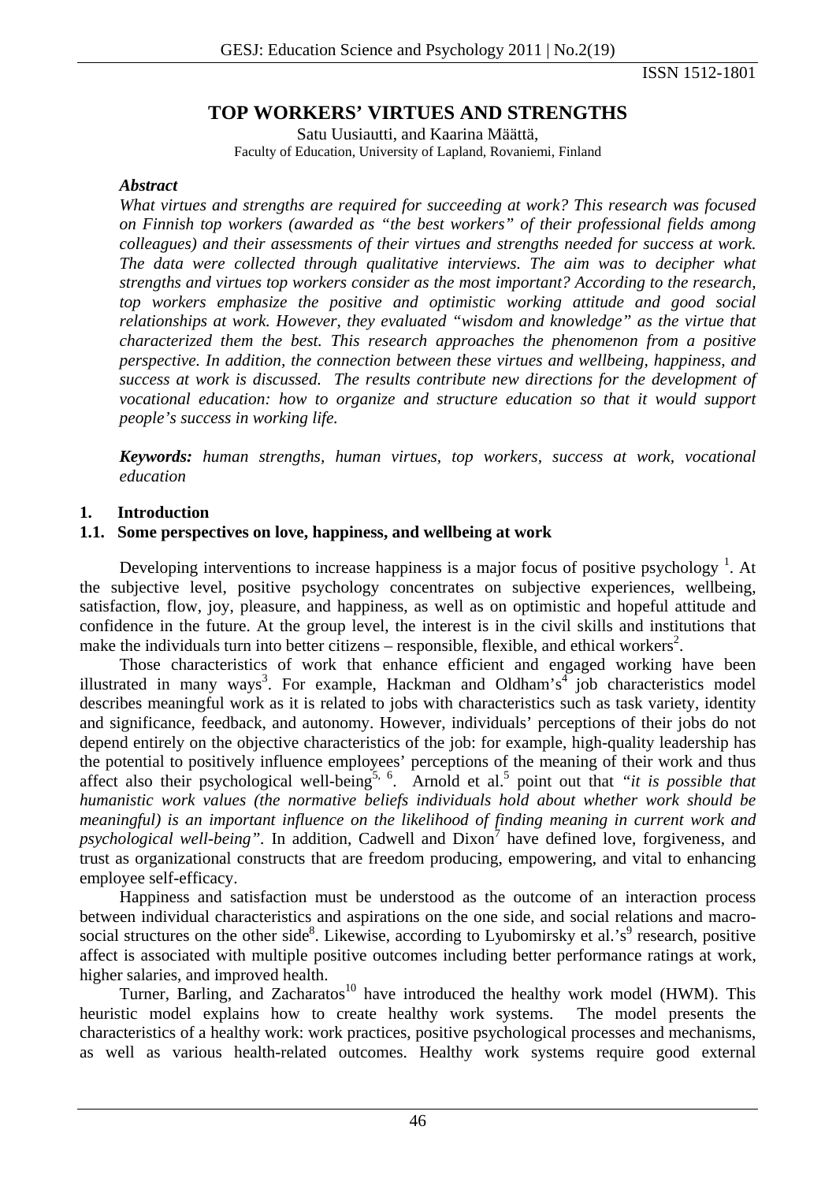ISSN 1512-1801

# TOP WORKERS' VIRTUES AND STRENGTHS

Satu Uusiautti, and Kaarina Määttä,
Faculty of Education, University of Lapland, Rovaniemi, Finland

### *Abstract*

*What virtues and strengths are required for succeeding at work? This research was focused on Finnish top workers (awarded as "the best workers" of their professional fields among colleagues) and their assessments of their virtues and strengths needed for success at work. The data were collected through qualitative interviews. The aim was to decipher what strengths and virtues top workers consider as the most important? According to the research, top workers emphasize the positive and optimistic working attitude and good social relationships at work. However, they evaluated "wisdom and knowledge" as the virtue that characterized them the best. This research approaches the phenomenon from a positive perspective. In addition, the connection between these virtues and wellbeing, happiness, and success at work is discussed. The results contribute new directions for the development of vocational education: how to organize and structure education so that it would support people's success in working life.*

***Keywords:*** *human strengths, human virtues, top workers, success at work, vocational education*

## 1. Introduction

### 1.1. Some perspectives on love, happiness, and wellbeing at work

Developing interventions to increase happiness is a major focus of positive psychology [1]. At the subjective level, positive psychology concentrates on subjective experiences, wellbeing, satisfaction, flow, joy, pleasure, and happiness, as well as on optimistic and hopeful attitude and confidence in the future. At the group level, the interest is in the civil skills and institutions that make the individuals turn into better citizens – responsible, flexible, and ethical workers[2].

Those characteristics of work that enhance efficient and engaged working have been illustrated in many ways[3]. For example, Hackman and Oldham's[4] job characteristics model describes meaningful work as it is related to jobs with characteristics such as task variety, identity and significance, feedback, and autonomy. However, individuals' perceptions of their jobs do not depend entirely on the objective characteristics of the job: for example, high-quality leadership has the potential to positively influence employees' perceptions of the meaning of their work and thus affect also their psychological well-being[5, 6]. Arnold et al.[5] point out that *"it is possible that humanistic work values (the normative beliefs individuals hold about whether work should be meaningful) is an important influence on the likelihood of finding meaning in current work and psychological well-being"*. In addition, Cadwell and Dixon[7] have defined love, forgiveness, and trust as organizational constructs that are freedom producing, empowering, and vital to enhancing employee self-efficacy.

Happiness and satisfaction must be understood as the outcome of an interaction process between individual characteristics and aspirations on the one side, and social relations and macro-social structures on the other side[8]. Likewise, according to Lyubomirsky et al.'s[9] research, positive affect is associated with multiple positive outcomes including better performance ratings at work, higher salaries, and improved health.

Turner, Barling, and Zacharatos[10] have introduced the healthy work model (HWM). This heuristic model explains how to create healthy work systems. The model presents the characteristics of a healthy work: work practices, positive psychological processes and mechanisms, as well as various health-related outcomes. Healthy work systems require good external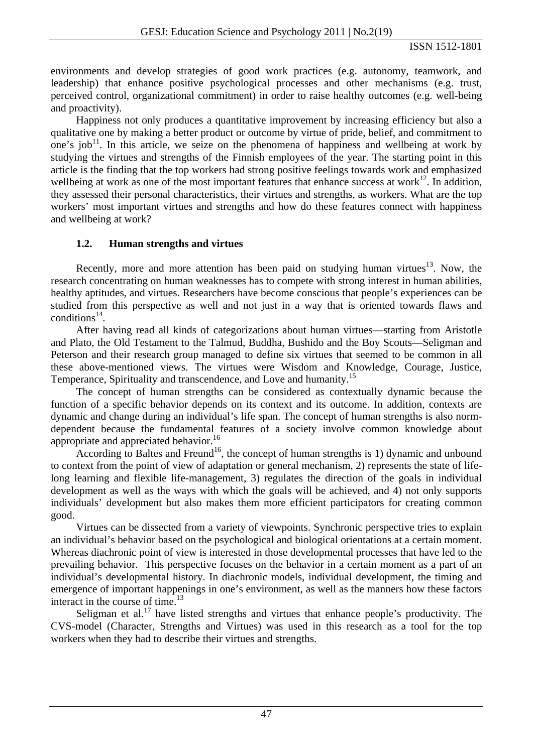environments and develop strategies of good work practices (e.g. autonomy, teamwork, and leadership) that enhance positive psychological processes and other mechanisms (e.g. trust, perceived control, organizational commitment) in order to raise healthy outcomes (e.g. well-being and proactivity).

Happiness not only produces a quantitative improvement by increasing efficiency but also a qualitative one by making a better product or outcome by virtue of pride, belief, and commitment to one's job[11]. In this article, we seize on the phenomena of happiness and wellbeing at work by studying the virtues and strengths of the Finnish employees of the year. The starting point in this article is the finding that the top workers had strong positive feelings towards work and emphasized wellbeing at work as one of the most important features that enhance success at work[12]. In addition, they assessed their personal characteristics, their virtues and strengths, as workers. What are the top workers' most important virtues and strengths and how do these features connect with happiness and wellbeing at work?

### 1.2. Human strengths and virtues

Recently, more and more attention has been paid on studying human virtues[13]. Now, the research concentrating on human weaknesses has to compete with strong interest in human abilities, healthy aptitudes, and virtues. Researchers have become conscious that people's experiences can be studied from this perspective as well and not just in a way that is oriented towards flaws and conditions[14].

After having read all kinds of categorizations about human virtues—starting from Aristotle and Plato, the Old Testament to the Talmud, Buddha, Bushido and the Boy Scouts—Seligman and Peterson and their research group managed to define six virtues that seemed to be common in all these above-mentioned views. The virtues were Wisdom and Knowledge, Courage, Justice, Temperance, Spirituality and transcendence, and Love and humanity.[15]

The concept of human strengths can be considered as contextually dynamic because the function of a specific behavior depends on its context and its outcome. In addition, contexts are dynamic and change during an individual's life span. The concept of human strengths is also norm-dependent because the fundamental features of a society involve common knowledge about appropriate and appreciated behavior.[16]

According to Baltes and Freund[16], the concept of human strengths is 1) dynamic and unbound to context from the point of view of adaptation or general mechanism, 2) represents the state of life-long learning and flexible life-management, 3) regulates the direction of the goals in individual development as well as the ways with which the goals will be achieved, and 4) not only supports individuals' development but also makes them more efficient participators for creating common good.

Virtues can be dissected from a variety of viewpoints. Synchronic perspective tries to explain an individual's behavior based on the psychological and biological orientations at a certain moment. Whereas diachronic point of view is interested in those developmental processes that have led to the prevailing behavior. This perspective focuses on the behavior in a certain moment as a part of an individual's developmental history. In diachronic models, individual development, the timing and emergence of important happenings in one's environment, as well as the manners how these factors interact in the course of time.[13]

Seligman et al.[17] have listed strengths and virtues that enhance people's productivity. The CVS-model (Character, Strengths and Virtues) was used in this research as a tool for the top workers when they had to describe their virtues and strengths.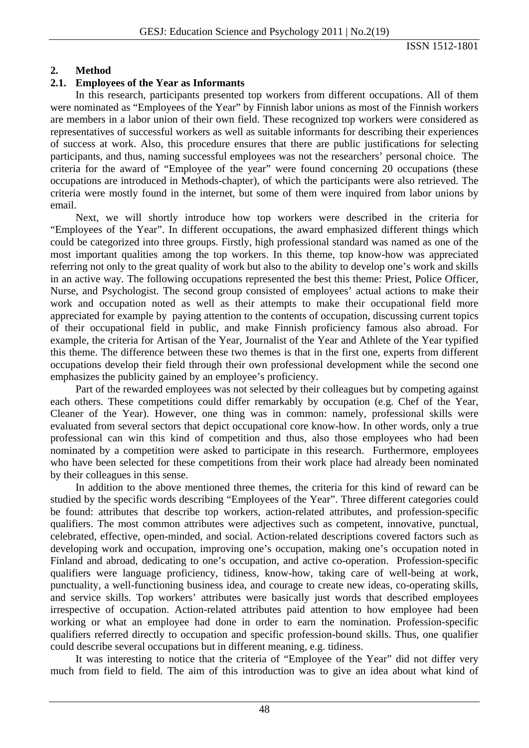## 2. Method

### 2.1. Employees of the Year as Informants

In this research, participants presented top workers from different occupations. All of them were nominated as "Employees of the Year" by Finnish labor unions as most of the Finnish workers are members in a labor union of their own field. These recognized top workers were considered as representatives of successful workers as well as suitable informants for describing their experiences of success at work. Also, this procedure ensures that there are public justifications for selecting participants, and thus, naming successful employees was not the researchers' personal choice. The criteria for the award of "Employee of the year" were found concerning 20 occupations (these occupations are introduced in Methods-chapter), of which the participants were also retrieved. The criteria were mostly found in the internet, but some of them were inquired from labor unions by email.

Next, we will shortly introduce how top workers were described in the criteria for "Employees of the Year". In different occupations, the award emphasized different things which could be categorized into three groups. Firstly, high professional standard was named as one of the most important qualities among the top workers. In this theme, top know-how was appreciated referring not only to the great quality of work but also to the ability to develop one's work and skills in an active way. The following occupations represented the best this theme: Priest, Police Officer, Nurse, and Psychologist. The second group consisted of employees' actual actions to make their work and occupation noted as well as their attempts to make their occupational field more appreciated for example by paying attention to the contents of occupation, discussing current topics of their occupational field in public, and make Finnish proficiency famous also abroad. For example, the criteria for Artisan of the Year, Journalist of the Year and Athlete of the Year typified this theme. The difference between these two themes is that in the first one, experts from different occupations develop their field through their own professional development while the second one emphasizes the publicity gained by an employee's proficiency.

Part of the rewarded employees was not selected by their colleagues but by competing against each others. These competitions could differ remarkably by occupation (e.g. Chef of the Year, Cleaner of the Year). However, one thing was in common: namely, professional skills were evaluated from several sectors that depict occupational core know-how. In other words, only a true professional can win this kind of competition and thus, also those employees who had been nominated by a competition were asked to participate in this research. Furthermore, employees who have been selected for these competitions from their work place had already been nominated by their colleagues in this sense.

In addition to the above mentioned three themes, the criteria for this kind of reward can be studied by the specific words describing "Employees of the Year". Three different categories could be found: attributes that describe top workers, action-related attributes, and profession-specific qualifiers. The most common attributes were adjectives such as competent, innovative, punctual, celebrated, effective, open-minded, and social. Action-related descriptions covered factors such as developing work and occupation, improving one's occupation, making one's occupation noted in Finland and abroad, dedicating to one's occupation, and active co-operation. Profession-specific qualifiers were language proficiency, tidiness, know-how, taking care of well-being at work, punctuality, a well-functioning business idea, and courage to create new ideas, co-operating skills, and service skills. Top workers' attributes were basically just words that described employees irrespective of occupation. Action-related attributes paid attention to how employee had been working or what an employee had done in order to earn the nomination. Profession-specific qualifiers referred directly to occupation and specific profession-bound skills. Thus, one qualifier could describe several occupations but in different meaning, e.g. tidiness.

It was interesting to notice that the criteria of "Employee of the Year" did not differ very much from field to field. The aim of this introduction was to give an idea about what kind of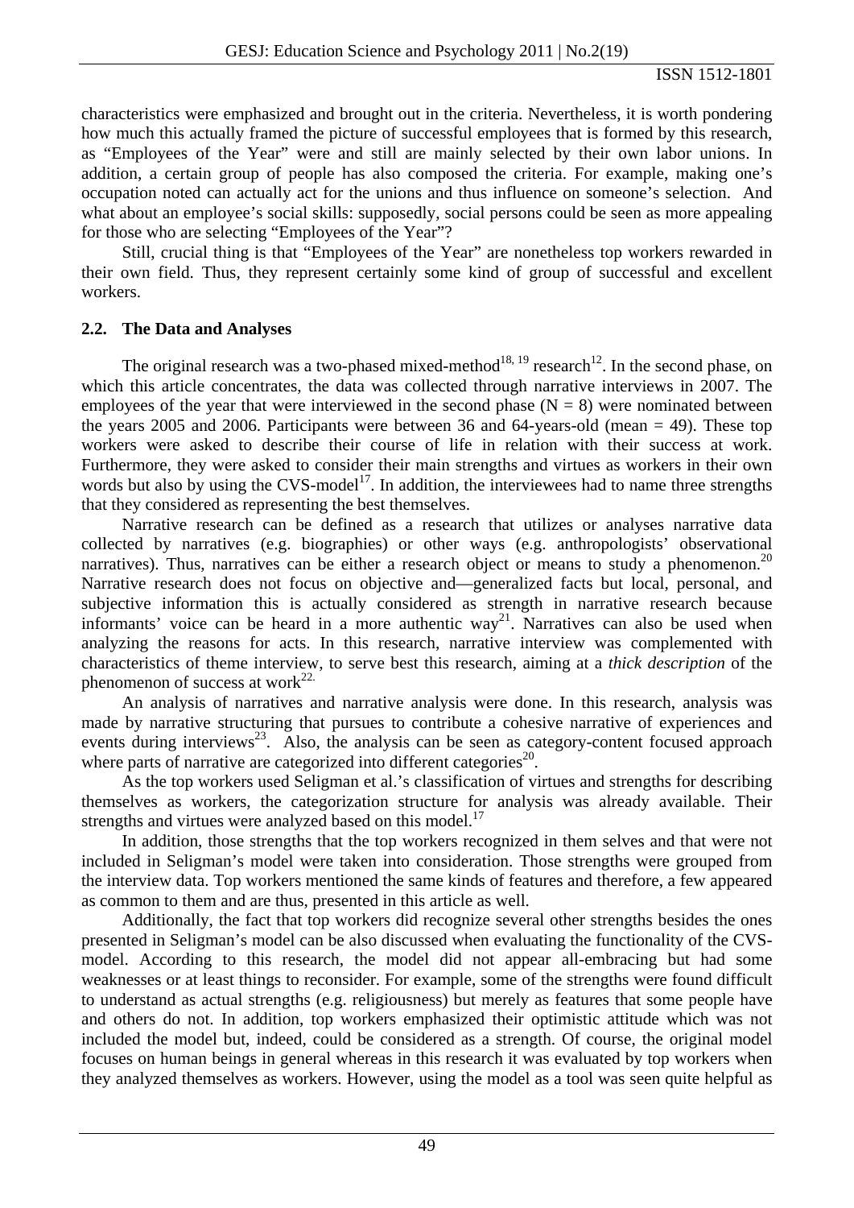characteristics were emphasized and brought out in the criteria. Nevertheless, it is worth pondering how much this actually framed the picture of successful employees that is formed by this research, as "Employees of the Year" were and still are mainly selected by their own labor unions. In addition, a certain group of people has also composed the criteria. For example, making one's occupation noted can actually act for the unions and thus influence on someone's selection. And what about an employee's social skills: supposedly, social persons could be seen as more appealing for those who are selecting "Employees of the Year"?

Still, crucial thing is that "Employees of the Year" are nonetheless top workers rewarded in their own field. Thus, they represent certainly some kind of group of successful and excellent workers.

## 2.2. The Data and Analyses

The original research was a two-phased mixed-method[18, 19] research[12]. In the second phase, on which this article concentrates, the data was collected through narrative interviews in 2007. The employees of the year that were interviewed in the second phase ($N = 8$) were nominated between the years 2005 and 2006. Participants were between 36 and 64-years-old (mean = 49). These top workers were asked to describe their course of life in relation with their success at work. Furthermore, they were asked to consider their main strengths and virtues as workers in their own words but also by using the CVS-model[17]. In addition, the interviewees had to name three strengths that they considered as representing the best themselves.

Narrative research can be defined as a research that utilizes or analyses narrative data collected by narratives (e.g. biographies) or other ways (e.g. anthropologists' observational narratives). Thus, narratives can be either a research object or means to study a phenomenon.[20] Narrative research does not focus on objective and—generalized facts but local, personal, and subjective information this is actually considered as strength in narrative research because informants' voice can be heard in a more authentic way[21]. Narratives can also be used when analyzing the reasons for acts. In this research, narrative interview was complemented with characteristics of theme interview, to serve best this research, aiming at a *thick description* of the phenomenon of success at work[22].

An analysis of narratives and narrative analysis were done. In this research, analysis was made by narrative structuring that pursues to contribute a cohesive narrative of experiences and events during interviews[23]. Also, the analysis can be seen as category-content focused approach where parts of narrative are categorized into different categories[20].

As the top workers used Seligman et al.'s classification of virtues and strengths for describing themselves as workers, the categorization structure for analysis was already available. Their strengths and virtues were analyzed based on this model.[17]

In addition, those strengths that the top workers recognized in them selves and that were not included in Seligman's model were taken into consideration. Those strengths were grouped from the interview data. Top workers mentioned the same kinds of features and therefore, a few appeared as common to them and are thus, presented in this article as well.

Additionally, the fact that top workers did recognize several other strengths besides the ones presented in Seligman's model can be also discussed when evaluating the functionality of the CVS-model. According to this research, the model did not appear all-embracing but had some weaknesses or at least things to reconsider. For example, some of the strengths were found difficult to understand as actual strengths (e.g. religiousness) but merely as features that some people have and others do not. In addition, top workers emphasized their optimistic attitude which was not included the model but, indeed, could be considered as a strength. Of course, the original model focuses on human beings in general whereas in this research it was evaluated by top workers when they analyzed themselves as workers. However, using the model as a tool was seen quite helpful as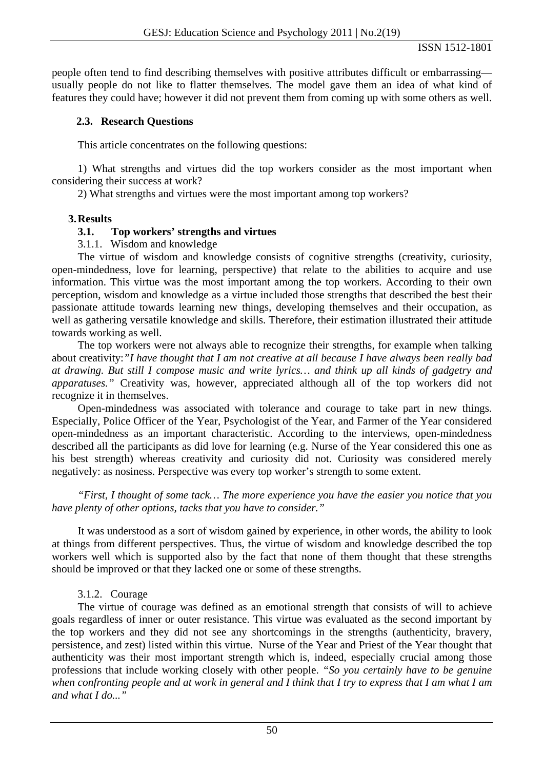people often tend to find describing themselves with positive attributes difficult or embarrassing—usually people do not like to flatter themselves. The model gave them an idea of what kind of features they could have; however it did not prevent them from coming up with some others as well.

### 2.3. Research Questions

This article concentrates on the following questions:

1) What strengths and virtues did the top workers consider as the most important when considering their success at work?

2) What strengths and virtues were the most important among top workers?

## 3. Results

### 3.1. Top workers' strengths and virtues

#### 3.1.1. Wisdom and knowledge

The virtue of wisdom and knowledge consists of cognitive strengths (creativity, curiosity, open-mindedness, love for learning, perspective) that relate to the abilities to acquire and use information. This virtue was the most important among the top workers. According to their own perception, wisdom and knowledge as a virtue included those strengths that described the best their passionate attitude towards learning new things, developing themselves and their occupation, as well as gathering versatile knowledge and skills. Therefore, their estimation illustrated their attitude towards working as well.

The top workers were not always able to recognize their strengths, for example when talking about creativity:*"I have thought that I am not creative at all because I have always been really bad at drawing. But still I compose music and write lyrics… and think up all kinds of gadgetry and apparatuses."* Creativity was, however, appreciated although all of the top workers did not recognize it in themselves.

Open-mindedness was associated with tolerance and courage to take part in new things. Especially, Police Officer of the Year, Psychologist of the Year, and Farmer of the Year considered open-mindedness as an important characteristic. According to the interviews, open-mindedness described all the participants as did love for learning (e.g. Nurse of the Year considered this one as his best strength) whereas creativity and curiosity did not. Curiosity was considered merely negatively: as nosiness. Perspective was every top worker's strength to some extent.

*"First, I thought of some tack… The more experience you have the easier you notice that you have plenty of other options, tacks that you have to consider."*

It was understood as a sort of wisdom gained by experience, in other words, the ability to look at things from different perspectives. Thus, the virtue of wisdom and knowledge described the top workers well which is supported also by the fact that none of them thought that these strengths should be improved or that they lacked one or some of these strengths.

#### 3.1.2. Courage

The virtue of courage was defined as an emotional strength that consists of will to achieve goals regardless of inner or outer resistance. This virtue was evaluated as the second important by the top workers and they did not see any shortcomings in the strengths (authenticity, bravery, persistence, and zest) listed within this virtue. Nurse of the Year and Priest of the Year thought that authenticity was their most important strength which is, indeed, especially crucial among those professions that include working closely with other people. *"So you certainly have to be genuine when confronting people and at work in general and I think that I try to express that I am what I am and what I do..."*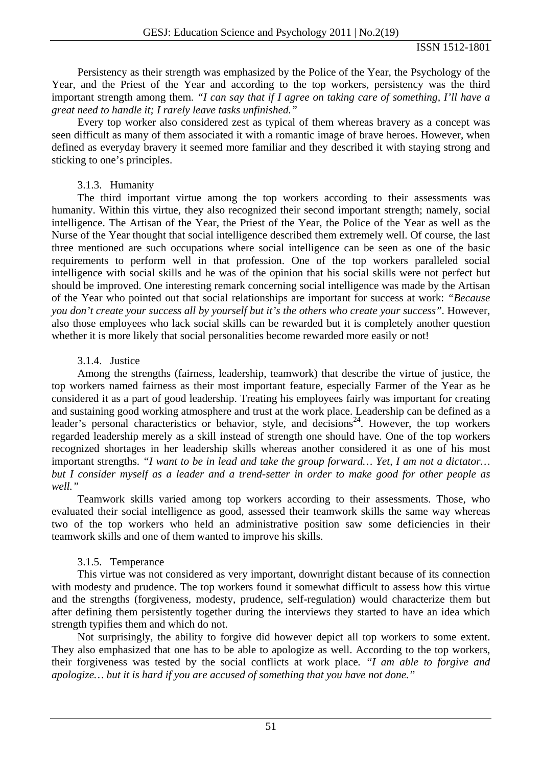Persistency as their strength was emphasized by the Police of the Year, the Psychology of the Year, and the Priest of the Year and according to the top workers, persistency was the third important strength among them. *"I can say that if I agree on taking care of something, I'll have a great need to handle it; I rarely leave tasks unfinished."*

Every top worker also considered zest as typical of them whereas bravery as a concept was seen difficult as many of them associated it with a romantic image of brave heroes. However, when defined as everyday bravery it seemed more familiar and they described it with staying strong and sticking to one's principles.

### 3.1.3. Humanity

The third important virtue among the top workers according to their assessments was humanity. Within this virtue, they also recognized their second important strength; namely, social intelligence. The Artisan of the Year, the Priest of the Year, the Police of the Year as well as the Nurse of the Year thought that social intelligence described them extremely well. Of course, the last three mentioned are such occupations where social intelligence can be seen as one of the basic requirements to perform well in that profession. One of the top workers paralleled social intelligence with social skills and he was of the opinion that his social skills were not perfect but should be improved. One interesting remark concerning social intelligence was made by the Artisan of the Year who pointed out that social relationships are important for success at work: *"Because you don't create your success all by yourself but it's the others who create your success"*. However, also those employees who lack social skills can be rewarded but it is completely another question whether it is more likely that social personalities become rewarded more easily or not!

### 3.1.4. Justice

Among the strengths (fairness, leadership, teamwork) that describe the virtue of justice, the top workers named fairness as their most important feature, especially Farmer of the Year as he considered it as a part of good leadership. Treating his employees fairly was important for creating and sustaining good working atmosphere and trust at the work place. Leadership can be defined as a leader's personal characteristics or behavior, style, and decisions[24]. However, the top workers regarded leadership merely as a skill instead of strength one should have. One of the top workers recognized shortages in her leadership skills whereas another considered it as one of his most important strengths. *"I want to be in lead and take the group forward… Yet, I am not a dictator… but I consider myself as a leader and a trend-setter in order to make good for other people as well."*

Teamwork skills varied among top workers according to their assessments. Those, who evaluated their social intelligence as good, assessed their teamwork skills the same way whereas two of the top workers who held an administrative position saw some deficiencies in their teamwork skills and one of them wanted to improve his skills.

### 3.1.5. Temperance

This virtue was not considered as very important, downright distant because of its connection with modesty and prudence. The top workers found it somewhat difficult to assess how this virtue and the strengths (forgiveness, modesty, prudence, self-regulation) would characterize them but after defining them persistently together during the interviews they started to have an idea which strength typifies them and which do not.

Not surprisingly, the ability to forgive did however depict all top workers to some extent. They also emphasized that one has to be able to apologize as well. According to the top workers, their forgiveness was tested by the social conflicts at work place. *"I am able to forgive and apologize… but it is hard if you are accused of something that you have not done."*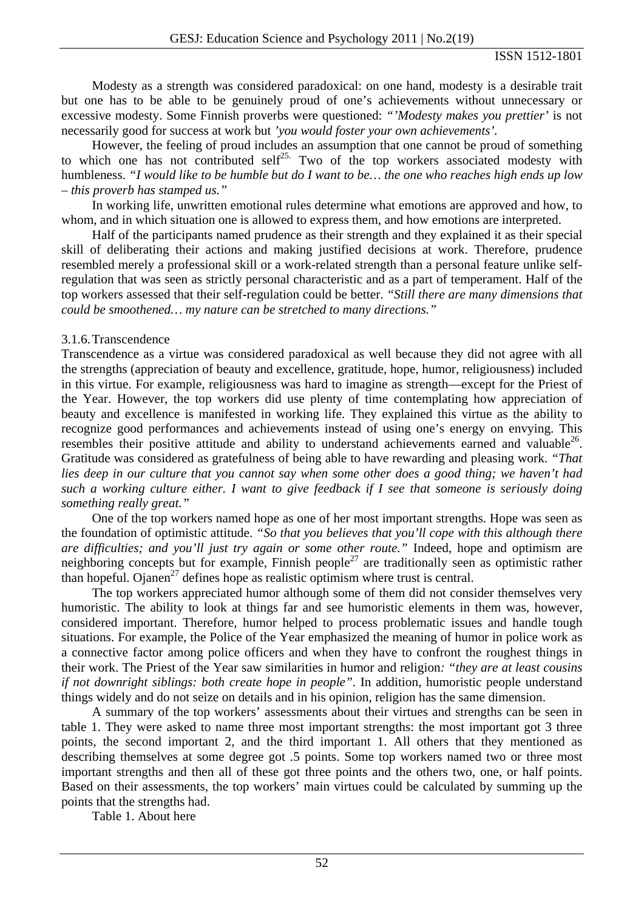Modesty as a strength was considered paradoxical: on one hand, modesty is a desirable trait but one has to be able to be genuinely proud of one's achievements without unnecessary or excessive modesty. Some Finnish proverbs were questioned: *"'Modesty makes you prettier'* is not necessarily good for success at work but *'you would foster your own achievements'.*

However, the feeling of proud includes an assumption that one cannot be proud of something to which one has not contributed self[25]. Two of the top workers associated modesty with humbleness. *"I would like to be humble but do I want to be… the one who reaches high ends up low – this proverb has stamped us."*

In working life, unwritten emotional rules determine what emotions are approved and how, to whom, and in which situation one is allowed to express them, and how emotions are interpreted.

Half of the participants named prudence as their strength and they explained it as their special skill of deliberating their actions and making justified decisions at work. Therefore, prudence resembled merely a professional skill or a work-related strength than a personal feature unlike self-regulation that was seen as strictly personal characteristic and as a part of temperament. Half of the top workers assessed that their self-regulation could be better. *"Still there are many dimensions that could be smoothened… my nature can be stretched to many directions."*

### 3.1.6. Transcendence

Transcendence as a virtue was considered paradoxical as well because they did not agree with all the strengths (appreciation of beauty and excellence, gratitude, hope, humor, religiousness) included in this virtue. For example, religiousness was hard to imagine as strength—except for the Priest of the Year. However, the top workers did use plenty of time contemplating how appreciation of beauty and excellence is manifested in working life. They explained this virtue as the ability to recognize good performances and achievements instead of using one's energy on envying. This resembles their positive attitude and ability to understand achievements earned and valuable[26]. Gratitude was considered as gratefulness of being able to have rewarding and pleasing work. *"That lies deep in our culture that you cannot say when some other does a good thing; we haven't had such a working culture either. I want to give feedback if I see that someone is seriously doing something really great."*

One of the top workers named hope as one of her most important strengths. Hope was seen as the foundation of optimistic attitude. *"So that you believes that you'll cope with this although there are difficulties; and you'll just try again or some other route."* Indeed, hope and optimism are neighboring concepts but for example, Finnish people[27] are traditionally seen as optimistic rather than hopeful. Ojanen[27] defines hope as realistic optimism where trust is central.

The top workers appreciated humor although some of them did not consider themselves very humoristic. The ability to look at things far and see humoristic elements in them was, however, considered important. Therefore, humor helped to process problematic issues and handle tough situations. For example, the Police of the Year emphasized the meaning of humor in police work as a connective factor among police officers and when they have to confront the roughest things in their work. The Priest of the Year saw similarities in humor and religion*: "they are at least cousins if not downright siblings: both create hope in people"*. In addition, humoristic people understand things widely and do not seize on details and in his opinion, religion has the same dimension.

A summary of the top workers' assessments about their virtues and strengths can be seen in table 1. They were asked to name three most important strengths: the most important got 3 three points, the second important 2, and the third important 1. All others that they mentioned as describing themselves at some degree got .5 points. Some top workers named two or three most important strengths and then all of these got three points and the others two, one, or half points. Based on their assessments, the top workers' main virtues could be calculated by summing up the points that the strengths had.

Table 1. About here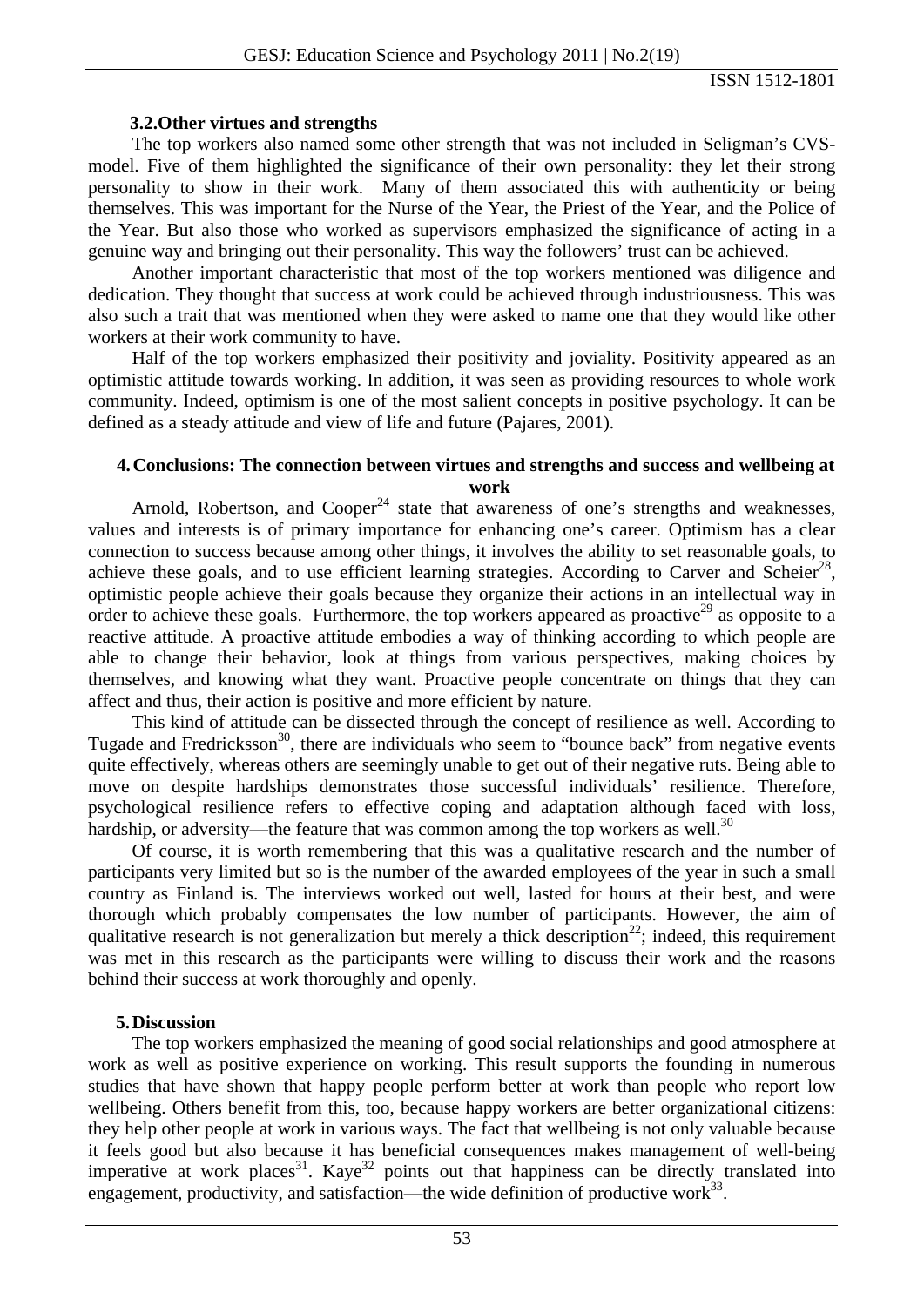### 3.2. Other virtues and strengths

The top workers also named some other strength that was not included in Seligman's CVS-model. Five of them highlighted the significance of their own personality: they let their strong personality to show in their work. Many of them associated this with authenticity or being themselves. This was important for the Nurse of the Year, the Priest of the Year, and the Police of the Year. But also those who worked as supervisors emphasized the significance of acting in a genuine way and bringing out their personality. This way the followers' trust can be achieved.

Another important characteristic that most of the top workers mentioned was diligence and dedication. They thought that success at work could be achieved through industriousness. This was also such a trait that was mentioned when they were asked to name one that they would like other workers at their work community to have.

Half of the top workers emphasized their positivity and joviality. Positivity appeared as an optimistic attitude towards working. In addition, it was seen as providing resources to whole work community. Indeed, optimism is one of the most salient concepts in positive psychology. It can be defined as a steady attitude and view of life and future (Pajares, 2001).

## 4. Conclusions: The connection between virtues and strengths and success and wellbeing at work

Arnold, Robertson, and Cooper[24] state that awareness of one's strengths and weaknesses, values and interests is of primary importance for enhancing one's career. Optimism has a clear connection to success because among other things, it involves the ability to set reasonable goals, to achieve these goals, and to use efficient learning strategies. According to Carver and Scheier[28], optimistic people achieve their goals because they organize their actions in an intellectual way in order to achieve these goals. Furthermore, the top workers appeared as proactive[29] as opposite to a reactive attitude. A proactive attitude embodies a way of thinking according to which people are able to change their behavior, look at things from various perspectives, making choices by themselves, and knowing what they want. Proactive people concentrate on things that they can affect and thus, their action is positive and more efficient by nature.

This kind of attitude can be dissected through the concept of resilience as well. According to Tugade and Fredricksson[30], there are individuals who seem to "bounce back" from negative events quite effectively, whereas others are seemingly unable to get out of their negative ruts. Being able to move on despite hardships demonstrates those successful individuals' resilience. Therefore, psychological resilience refers to effective coping and adaptation although faced with loss, hardship, or adversity—the feature that was common among the top workers as well.[30]

Of course, it is worth remembering that this was a qualitative research and the number of participants very limited but so is the number of the awarded employees of the year in such a small country as Finland is. The interviews worked out well, lasted for hours at their best, and were thorough which probably compensates the low number of participants. However, the aim of qualitative research is not generalization but merely a thick description[22]; indeed, this requirement was met in this research as the participants were willing to discuss their work and the reasons behind their success at work thoroughly and openly.

## 5. Discussion

The top workers emphasized the meaning of good social relationships and good atmosphere at work as well as positive experience on working. This result supports the founding in numerous studies that have shown that happy people perform better at work than people who report low wellbeing. Others benefit from this, too, because happy workers are better organizational citizens: they help other people at work in various ways. The fact that wellbeing is not only valuable because it feels good but also because it has beneficial consequences makes management of well-being imperative at work places[31]. Kaye[32] points out that happiness can be directly translated into engagement, productivity, and satisfaction—the wide definition of productive work[33].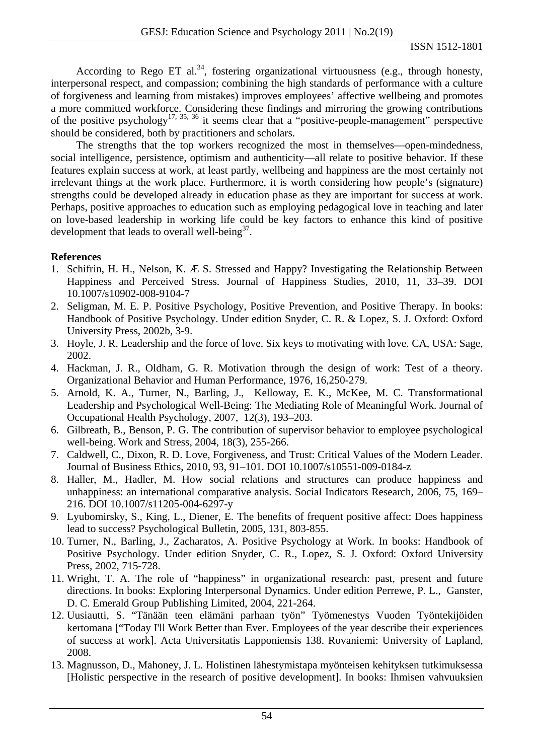According to Rego ET al.[34], fostering organizational virtuousness (e.g., through honesty, interpersonal respect, and compassion; combining the high standards of performance with a culture of forgiveness and learning from mistakes) improves employees' affective wellbeing and promotes a more committed workforce. Considering these findings and mirroring the growing contributions of the positive psychology[17, 35, 36] it seems clear that a "positive-people-management" perspective should be considered, both by practitioners and scholars.

The strengths that the top workers recognized the most in themselves—open-mindedness, social intelligence, persistence, optimism and authenticity—all relate to positive behavior. If these features explain success at work, at least partly, wellbeing and happiness are the most certainly not irrelevant things at the work place. Furthermore, it is worth considering how people's (signature) strengths could be developed already in education phase as they are important for success at work. Perhaps, positive approaches to education such as employing pedagogical love in teaching and later on love-based leadership in working life could be key factors to enhance this kind of positive development that leads to overall well-being[37].

**References**

1. Schifrin, H. H., Nelson, K. Æ S. Stressed and Happy? Investigating the Relationship Between Happiness and Perceived Stress. Journal of Happiness Studies, 2010, 11, 33–39. DOI 10.1007/s10902-008-9104-7
2. Seligman, M. E. P. Positive Psychology, Positive Prevention, and Positive Therapy. In books: Handbook of Positive Psychology. Under edition Snyder, C. R. & Lopez, S. J. Oxford: Oxford University Press, 2002b, 3-9.
3. Hoyle, J. R. Leadership and the force of love. Six keys to motivating with love. CA, USA: Sage, 2002.
4. Hackman, J. R., Oldham, G. R. Motivation through the design of work: Test of a theory. Organizational Behavior and Human Performance, 1976, 16,250-279.
5. Arnold, K. A., Turner, N., Barling, J., Kelloway, E. K., McKee, M. C. Transformational Leadership and Psychological Well-Being: The Mediating Role of Meaningful Work. Journal of Occupational Health Psychology, 2007, 12(3), 193–203.
6. Gilbreath, B., Benson, P. G. The contribution of supervisor behavior to employee psychological well-being. Work and Stress, 2004, 18(3), 255-266.
7. Caldwell, C., Dixon, R. D. Love, Forgiveness, and Trust: Critical Values of the Modern Leader. Journal of Business Ethics, 2010, 93, 91–101. DOI 10.1007/s10551-009-0184-z
8. Haller, M., Hadler, M. How social relations and structures can produce happiness and unhappiness: an international comparative analysis. Social Indicators Research, 2006, 75, 169–216. DOI 10.1007/s11205-004-6297-y
9. Lyubomirsky, S., King, L., Diener, E. The benefits of frequent positive affect: Does happiness lead to success? Psychological Bulletin, 2005, 131, 803-855.
10. Turner, N., Barling, J., Zacharatos, A. Positive Psychology at Work. In books: Handbook of Positive Psychology. Under edition Snyder, C. R., Lopez, S. J. Oxford: Oxford University Press, 2002, 715-728.
11. Wright, T. A. The role of "happiness" in organizational research: past, present and future directions. In books: Exploring Interpersonal Dynamics. Under edition Perrewe, P. L., Ganster, D. C. Emerald Group Publishing Limited, 2004, 221-264.
12. Uusiautti, S. "Tänään teen elämäni parhaan työn" Työmenestys Vuoden Työntekijöiden kertomana ["Today I'll Work Better than Ever. Employees of the year describe their experiences of success at work]. Acta Universitatis Lapponiensis 138. Rovaniemi: University of Lapland, 2008.
13. Magnusson, D., Mahoney, J. L. Holistinen lähestymistapa myönteisen kehityksen tutkimuksessa [Holistic perspective in the research of positive development]. In books: Ihmisen vahvuuksien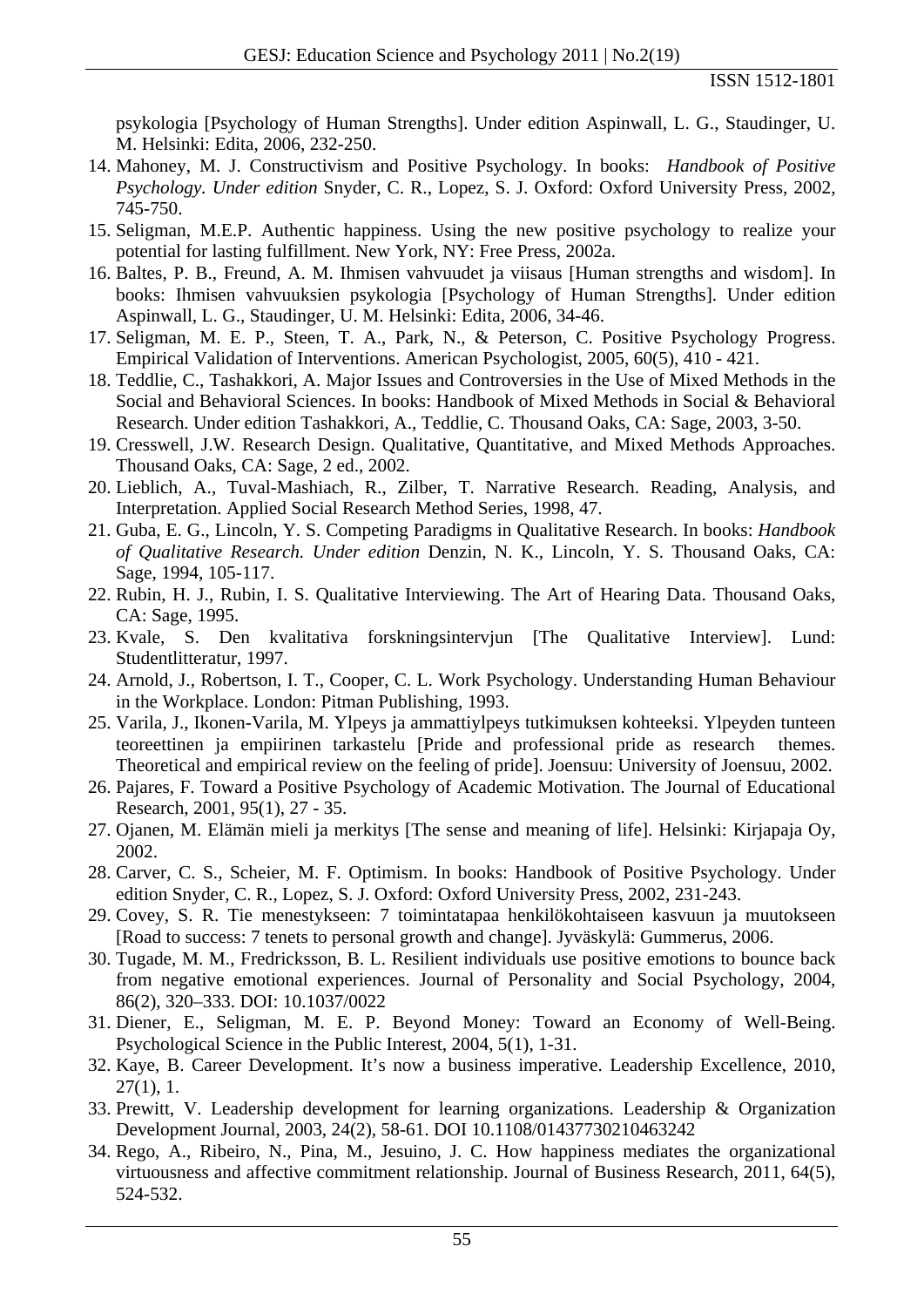psykologia [Psychology of Human Strengths]. Under edition Aspinwall, L. G., Staudinger, U. M. Helsinki: Edita, 2006, 232-250.

14. Mahoney, M. J. Constructivism and Positive Psychology. In books: *Handbook of Positive Psychology*. *Under edition* Snyder, C. R., Lopez, S. J. Oxford: Oxford University Press, 2002, 745-750.
15. Seligman, M.E.P. Authentic happiness. Using the new positive psychology to realize your potential for lasting fulfillment. New York, NY: Free Press, 2002a.
16. Baltes, P. B., Freund, A. M. Ihmisen vahvuudet ja viisaus [Human strengths and wisdom]. In books: Ihmisen vahvuuksien psykologia [Psychology of Human Strengths]. Under edition Aspinwall, L. G., Staudinger, U. M. Helsinki: Edita, 2006, 34-46.
17. Seligman, M. E. P., Steen, T. A., Park, N., & Peterson, C. Positive Psychology Progress. Empirical Validation of Interventions. American Psychologist, 2005, 60(5), 410 - 421.
18. Teddlie, C., Tashakkori, A. Major Issues and Controversies in the Use of Mixed Methods in the Social and Behavioral Sciences. In books: Handbook of Mixed Methods in Social & Behavioral Research. Under edition Tashakkori, A., Teddlie, C. Thousand Oaks, CA: Sage, 2003, 3-50.
19. Cresswell, J.W. Research Design. Qualitative, Quantitative, and Mixed Methods Approaches. Thousand Oaks, CA: Sage, 2 ed., 2002.
20. Lieblich, A., Tuval-Mashiach, R., Zilber, T. Narrative Research. Reading, Analysis, and Interpretation. Applied Social Research Method Series, 1998, 47.
21. Guba, E. G., Lincoln, Y. S. Competing Paradigms in Qualitative Research. In books: *Handbook of Qualitative Research. Under edition* Denzin, N. K., Lincoln, Y. S. Thousand Oaks, CA: Sage, 1994, 105-117.
22. Rubin, H. J., Rubin, I. S. Qualitative Interviewing. The Art of Hearing Data. Thousand Oaks, CA: Sage, 1995.
23. Kvale, S. Den kvalitativa forskningsintervjun [The Qualitative Interview]. Lund: Studentlitteratur, 1997.
24. Arnold, J., Robertson, I. T., Cooper, C. L. Work Psychology. Understanding Human Behaviour in the Workplace. London: Pitman Publishing, 1993.
25. Varila, J., Ikonen-Varila, M. Ylpeys ja ammattiylpeys tutkimuksen kohteeksi. Ylpeyden tunteen teoreettinen ja empiirinen tarkastelu [Pride and professional pride as research themes. Theoretical and empirical review on the feeling of pride]. Joensuu: University of Joensuu, 2002.
26. Pajares, F. Toward a Positive Psychology of Academic Motivation. The Journal of Educational Research, 2001, 95(1), 27 - 35.
27. Ojanen, M. Elämän mieli ja merkitys [The sense and meaning of life]. Helsinki: Kirjapaja Oy, 2002.
28. Carver, C. S., Scheier, M. F. Optimism. In books: Handbook of Positive Psychology. Under edition Snyder, C. R., Lopez, S. J. Oxford: Oxford University Press, 2002, 231-243.
29. Covey, S. R. Tie menestykseen: 7 toimintatapaa henkilökohtaiseen kasvuun ja muutokseen [Road to success: 7 tenets to personal growth and change]. Jyväskylä: Gummerus, 2006.
30. Tugade, M. M., Fredricksson, B. L. Resilient individuals use positive emotions to bounce back from negative emotional experiences. Journal of Personality and Social Psychology, 2004, 86(2), 320–333. DOI: 10.1037/0022
31. Diener, E., Seligman, M. E. P. Beyond Money: Toward an Economy of Well-Being. Psychological Science in the Public Interest, 2004, 5(1), 1-31.
32. Kaye, B. Career Development. It's now a business imperative. Leadership Excellence, 2010, 27(1), 1.
33. Prewitt, V. Leadership development for learning organizations. Leadership & Organization Development Journal, 2003, 24(2), 58-61. DOI 10.1108/01437730210463242
34. Rego, A., Ribeiro, N., Pina, M., Jesuino, J. C. How happiness mediates the organizational virtuousness and affective commitment relationship. Journal of Business Research, 2011, 64(5), 524-532.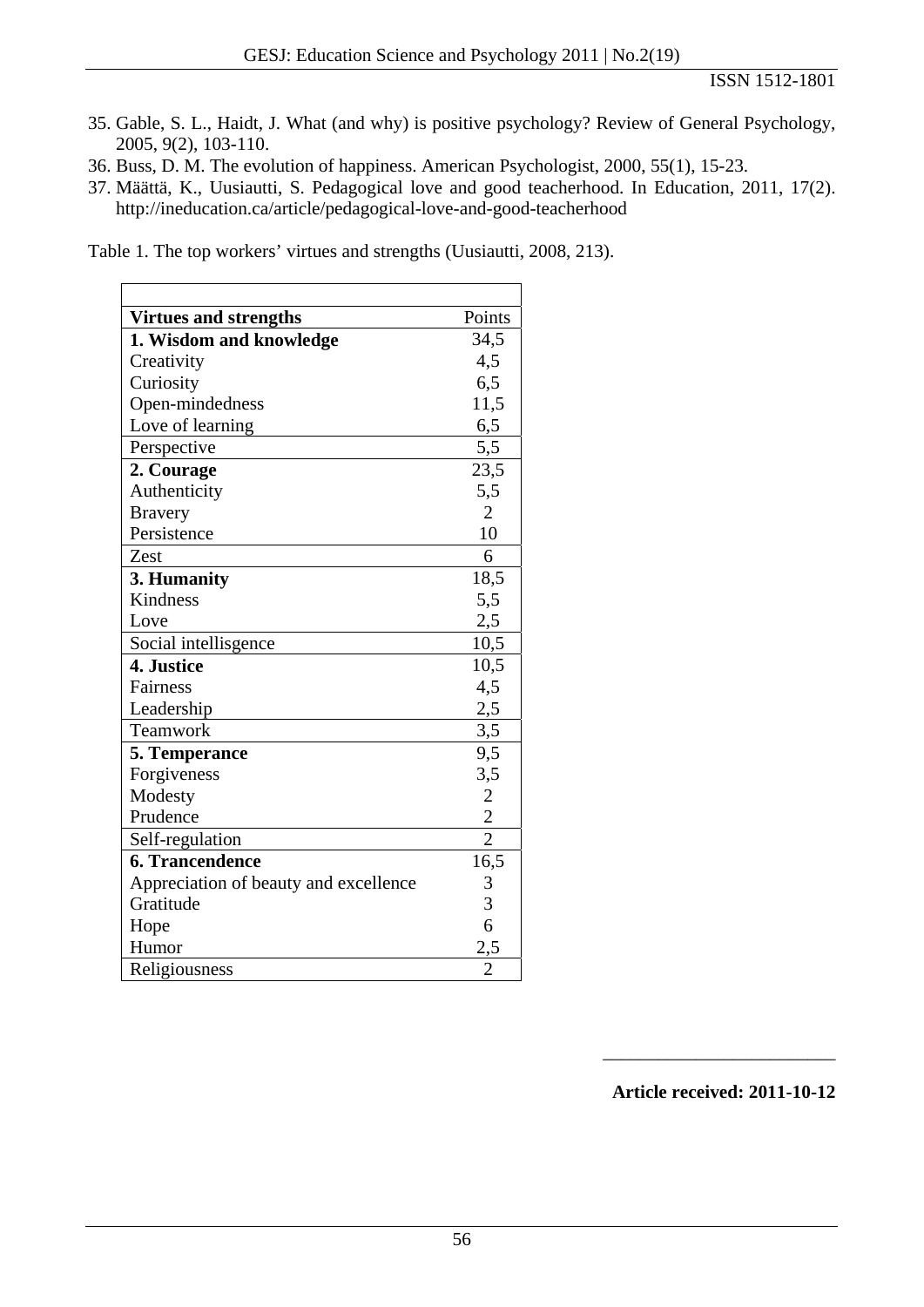35. Gable, S. L., Haidt, J. What (and why) is positive psychology? Review of General Psychology, 2005, 9(2), 103-110.
36. Buss, D. M. The evolution of happiness. American Psychologist, 2000, 55(1), 15-23.
37. Määttä, K., Uusiautti, S. Pedagogical love and good teacherhood. In Education, 2011, 17(2). http://ineducation.ca/article/pedagogical-love-and-good-teacherhood

Table 1. The top workers' virtues and strengths (Uusiautti, 2008, 213).

| **Virtues and strengths** | Points |
|---|---|
| **1. Wisdom and knowledge** | 34,5 |
| Creativity | 4,5 |
| Curiosity | 6,5 |
| Open-mindedness | 11,5 |
| Love of learning | 6,5 |
| Perspective | 5,5 |
| **2. Courage** | 23,5 |
| Authenticity | 5,5 |
| Bravery | 2 |
| Persistence | 10 |
| Zest | 6 |
| **3. Humanity** | 18,5 |
| Kindness | 5,5 |
| Love | 2,5 |
| Social intellisgence | 10,5 |
| **4. Justice** | 10,5 |
| Fairness | 4,5 |
| Leadership | 2,5 |
| Teamwork | 3,5 |
| **5. Temperance** | 9,5 |
| Forgiveness | 3,5 |
| Modesty | 2 |
| Prudence | 2 |
| Self-regulation | 2 |
| **6. Trancendence** | 16,5 |
| Appreciation of beauty and excellence | 3 |
| Gratitude | 3 |
| Hope | 6 |
| Humor | 2,5 |
| Religiousness | 2 |

**Article received: 2011-10-12**